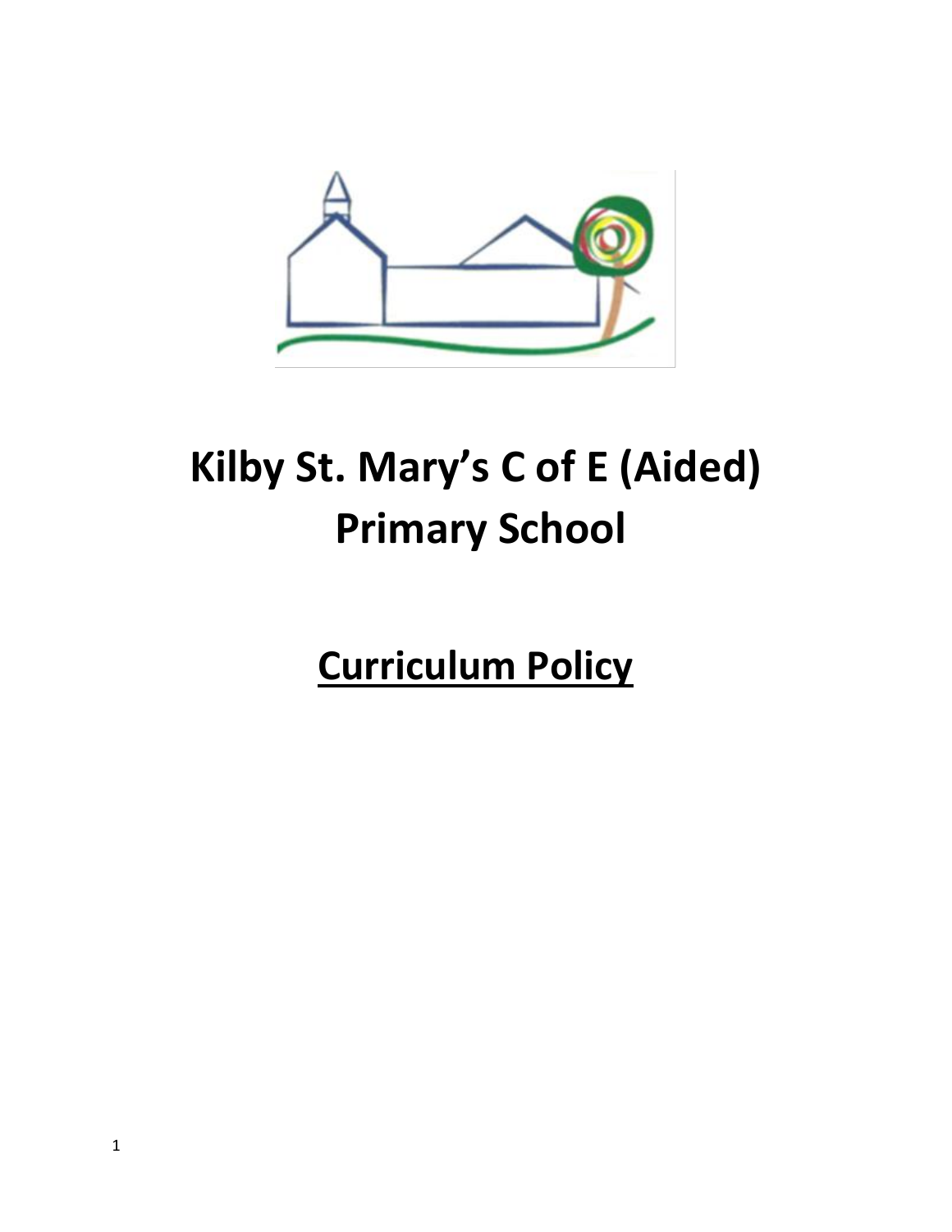# Kilby St. Mary's C of E (Aided) Primary School

## Curriculum Policy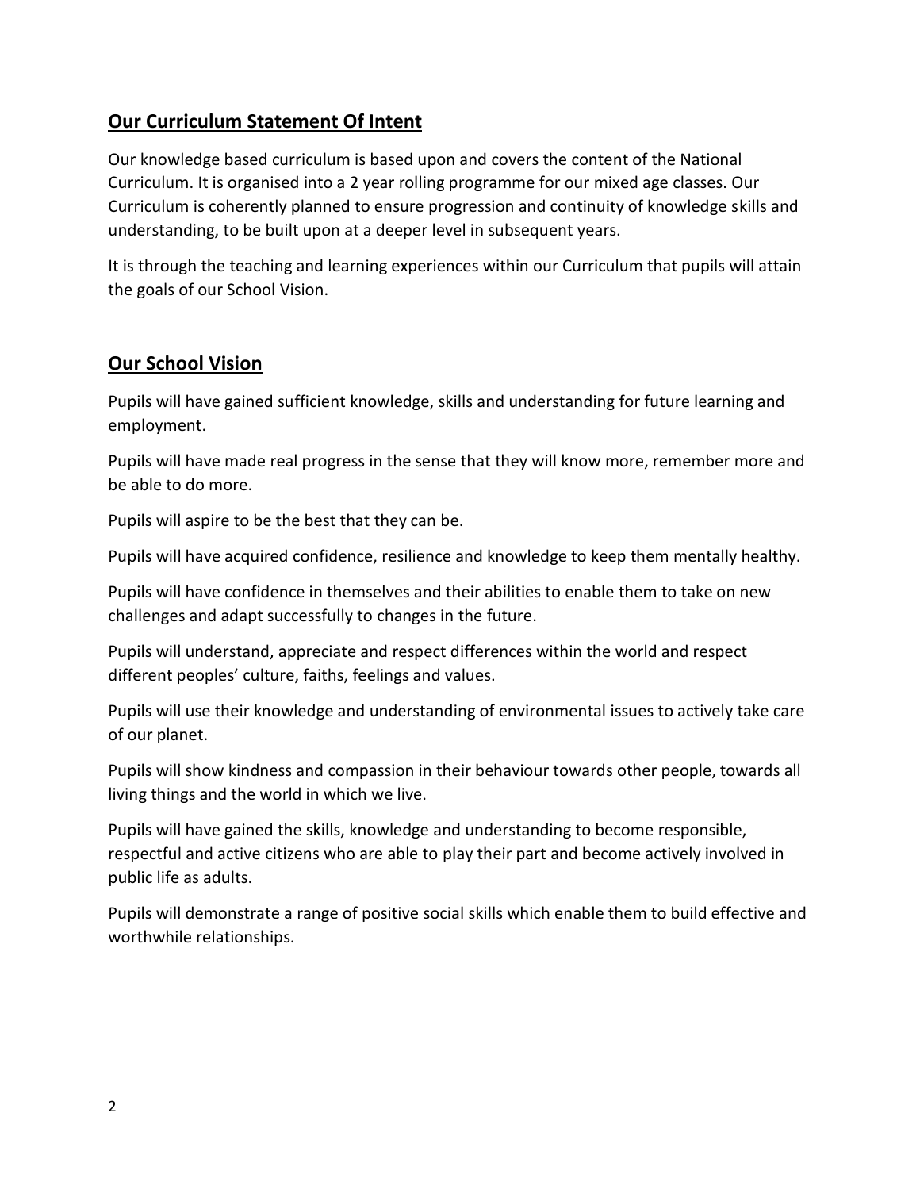## Our Curriculum Statement Of Intent

Our knowledge based curriculum is based upon and covers the content of the National Curriculum. It is organised into a 2 year rolling programme for our mixed age classes. Our Curriculum is coherently planned to ensure progression and continuity of knowledge skills and understanding, to be built upon at a deeper level in subsequent years.

It is through the teaching and learning experiences within our Curriculum that pupils will attain the goals of our School Vision.

## Our School Vision

Pupils will have gained sufficient knowledge, skills and understanding for future learning and employment.

Pupils will have made real progress in the sense that they will know more, remember more and be able to do more.

Pupils will aspire to be the best that they can be.

Pupils will have acquired confidence, resilience and knowledge to keep them mentally healthy.

Pupils will have confidence in themselves and their abilities to enable them to take on new challenges and adapt successfully to changes in the future.

Pupils will understand, appreciate and respect differences within the world and respect different peoples' culture, faiths, feelings and values.

Pupils will use their knowledge and understanding of environmental issues to actively take care of our planet.

Pupils will show kindness and compassion in their behaviour towards other people, towards all living things and the world in which we live.

Pupils will have gained the skills, knowledge and understanding to become responsible, respectful and active citizens who are able to play their part and become actively involved in public life as adults.

Pupils will demonstrate a range of positive social skills which enable them to build effective and worthwhile relationships.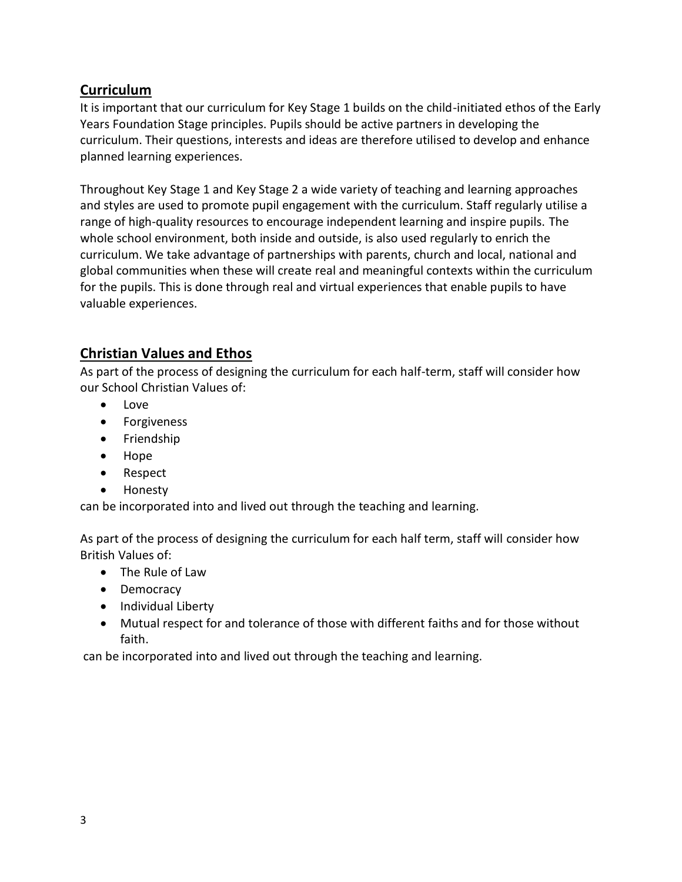## Curriculum

It is important that our curriculum for Key Stage 1 builds on the child-initiated ethos of the Early Years Foundation Stage principles. Pupils should be active partners in developing the curriculum. Their questions, interests and ideas are therefore utilised to develop and enhance planned learning experiences.

Throughout Key Stage 1 and Key Stage 2 a wide variety of teaching and learning approaches and styles are used to promote pupil engagement with the curriculum. Staff regularly utilise a range of high-quality resources to encourage independent learning and inspire pupils. The whole school environment, both inside and outside, is also used regularly to enrich the curriculum. We take advantage of partnerships with parents, church and local, national and global communities when these will create real and meaningful contexts within the curriculum for the pupils. This is done through real and virtual experiences that enable pupils to have valuable experiences.

## Christian Values and Ethos

As part of the process of designing the curriculum for each half-term, staff will consider how our School Christian Values of:

- Love
- Forgiveness
- Friendship
- Hope
- Respect
- Honesty

can be incorporated into and lived out through the teaching and learning.

As part of the process of designing the curriculum for each half term, staff will consider how British Values of:

- The Rule of Law
- Democracy
- Individual Liberty
- Mutual respect for and tolerance of those with different faiths and for those without faith.

can be incorporated into and lived out through the teaching and learning.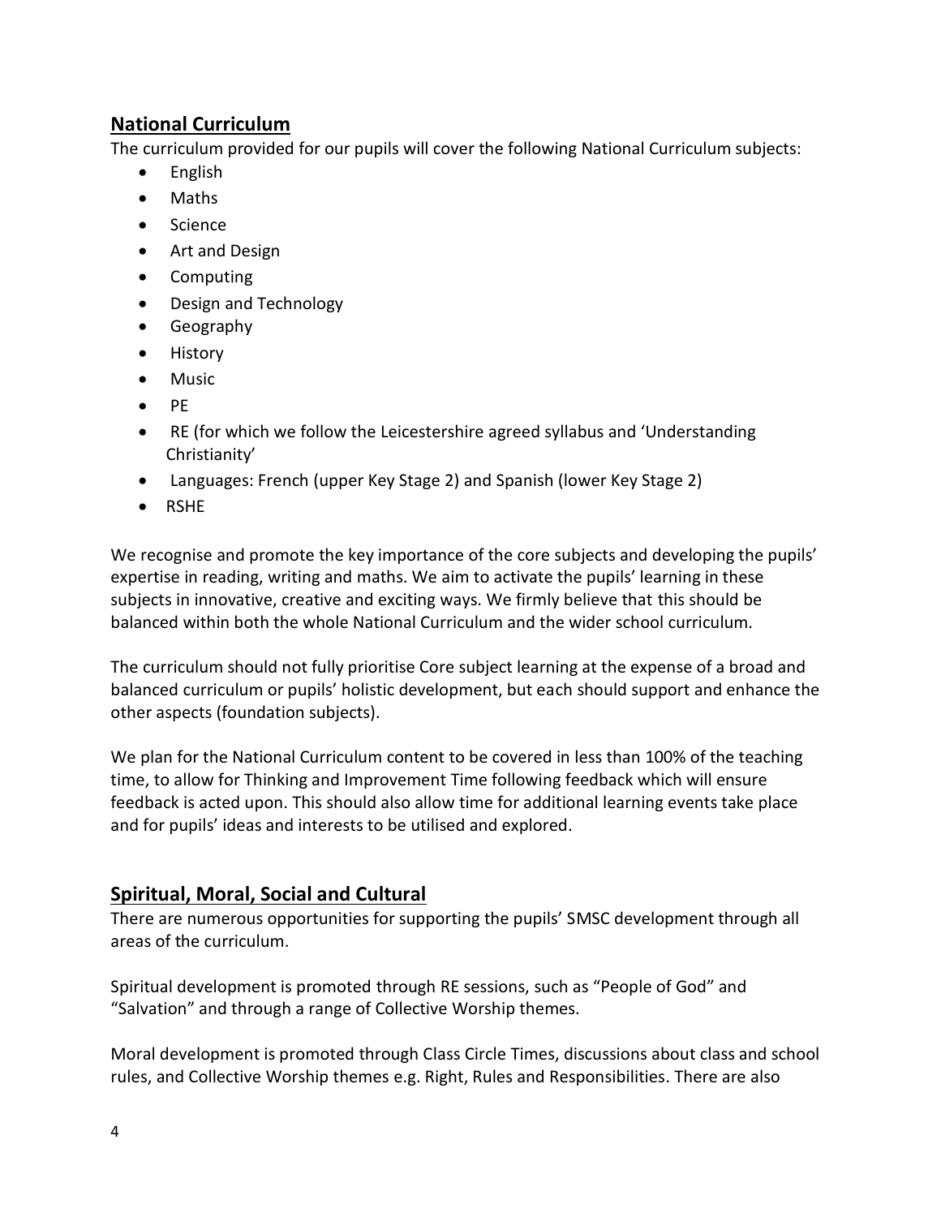## National Curriculum

The curriculum provided for our pupils will cover the following National Curriculum subjects:

- English
- Maths
- Science
- Art and Design
- Computing
- Design and Technology
- Geography
- History
- Music
- PE
- RE (for which we follow the Leicestershire agreed syllabus and 'Understanding Christianity'
- Languages: French (upper Key Stage 2) and Spanish (lower Key Stage 2)
- RSHE

We recognise and promote the key importance of the core subjects and developing the pupils' expertise in reading, writing and maths. We aim to activate the pupils' learning in these subjects in innovative, creative and exciting ways. We firmly believe that this should be balanced within both the whole National Curriculum and the wider school curriculum.

The curriculum should not fully prioritise Core subject learning at the expense of a broad and balanced curriculum or pupils' holistic development, but each should support and enhance the other aspects (foundation subjects).

We plan for the National Curriculum content to be covered in less than 100% of the teaching time, to allow for Thinking and Improvement Time following feedback which will ensure feedback is acted upon. This should also allow time for additional learning events take place and for pupils' ideas and interests to be utilised and explored.

## Spiritual, Moral, Social and Cultural

There are numerous opportunities for supporting the pupils' SMSC development through all areas of the curriculum.

Spiritual development is promoted through RE sessions, such as "People of God" and "Salvation" and through a range of Collective Worship themes.

Moral development is promoted through Class Circle Times, discussions about class and school rules, and Collective Worship themes e.g. Right, Rules and Responsibilities. There are also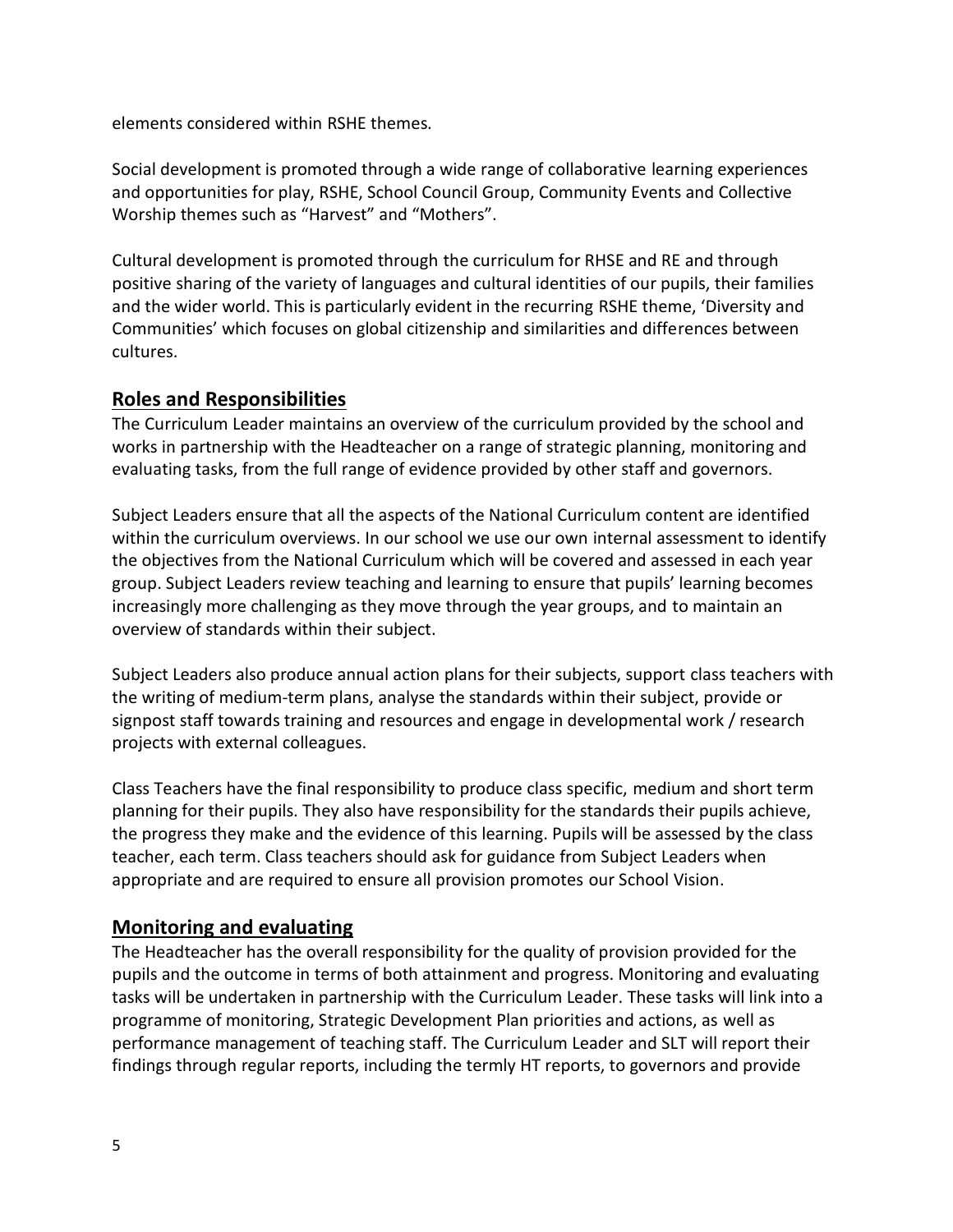elements considered within RSHE themes.

Social development is promoted through a wide range of collaborative learning experiences and opportunities for play, RSHE, School Council Group, Community Events and Collective Worship themes such as "Harvest" and "Mothers".

Cultural development is promoted through the curriculum for RHSE and RE and through positive sharing of the variety of languages and cultural identities of our pupils, their families and the wider world. This is particularly evident in the recurring RSHE theme, 'Diversity and Communities' which focuses on global citizenship and similarities and differences between cultures.

## Roles and Responsibilities

The Curriculum Leader maintains an overview of the curriculum provided by the school and works in partnership with the Headteacher on a range of strategic planning, monitoring and evaluating tasks, from the full range of evidence provided by other staff and governors.

Subject Leaders ensure that all the aspects of the National Curriculum content are identified within the curriculum overviews. In our school we use our own internal assessment to identify the objectives from the National Curriculum which will be covered and assessed in each year group. Subject Leaders review teaching and learning to ensure that pupils' learning becomes increasingly more challenging as they move through the year groups, and to maintain an overview of standards within their subject.

Subject Leaders also produce annual action plans for their subjects, support class teachers with the writing of medium-term plans, analyse the standards within their subject, provide or signpost staff towards training and resources and engage in developmental work / research projects with external colleagues.

Class Teachers have the final responsibility to produce class specific, medium and short term planning for their pupils. They also have responsibility for the standards their pupils achieve, the progress they make and the evidence of this learning. Pupils will be assessed by the class teacher, each term. Class teachers should ask for guidance from Subject Leaders when appropriate and are required to ensure all provision promotes our School Vision.

## Monitoring and evaluating

The Headteacher has the overall responsibility for the quality of provision provided for the pupils and the outcome in terms of both attainment and progress. Monitoring and evaluating tasks will be undertaken in partnership with the Curriculum Leader. These tasks will link into a programme of monitoring, Strategic Development Plan priorities and actions, as well as performance management of teaching staff. The Curriculum Leader and SLT will report their findings through regular reports, including the termly HT reports, to governors and provide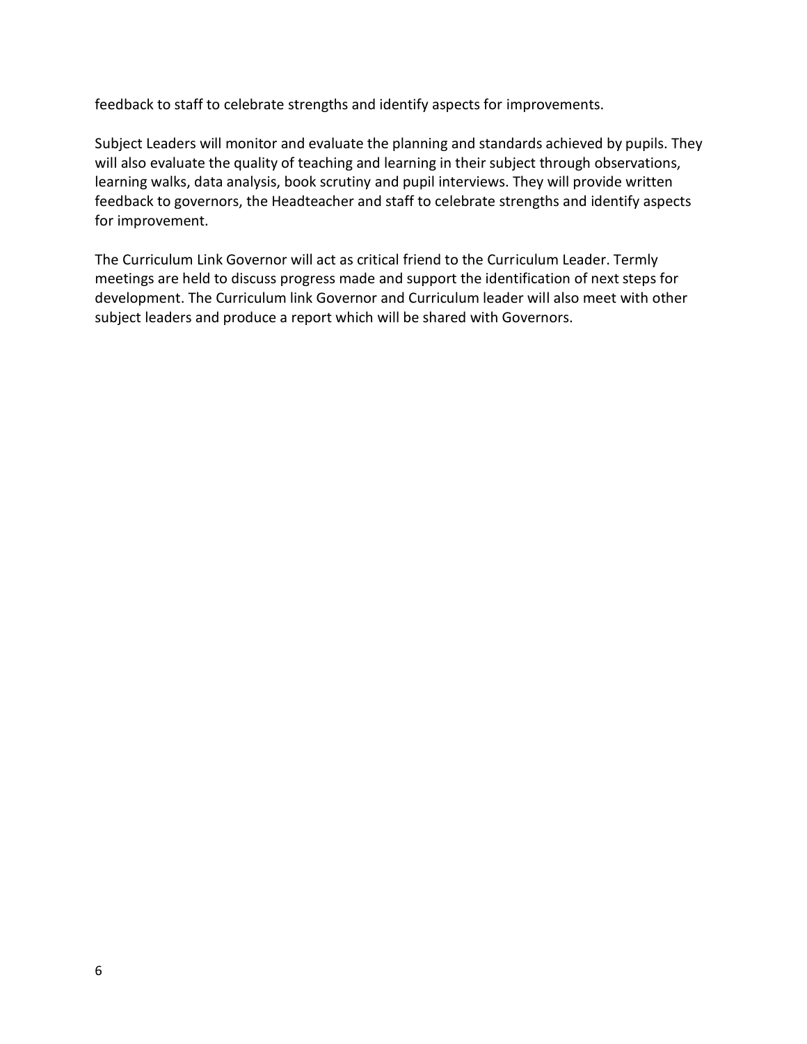feedback to staff to celebrate strengths and identify aspects for improvements.

Subject Leaders will monitor and evaluate the planning and standards achieved by pupils. They will also evaluate the quality of teaching and learning in their subject through observations, learning walks, data analysis, book scrutiny and pupil interviews. They will provide written feedback to governors, the Headteacher and staff to celebrate strengths and identify aspects for improvement.

The Curriculum Link Governor will act as critical friend to the Curriculum Leader. Termly meetings are held to discuss progress made and support the identification of next steps for development. The Curriculum link Governor and Curriculum leader will also meet with other subject leaders and produce a report which will be shared with Governors.